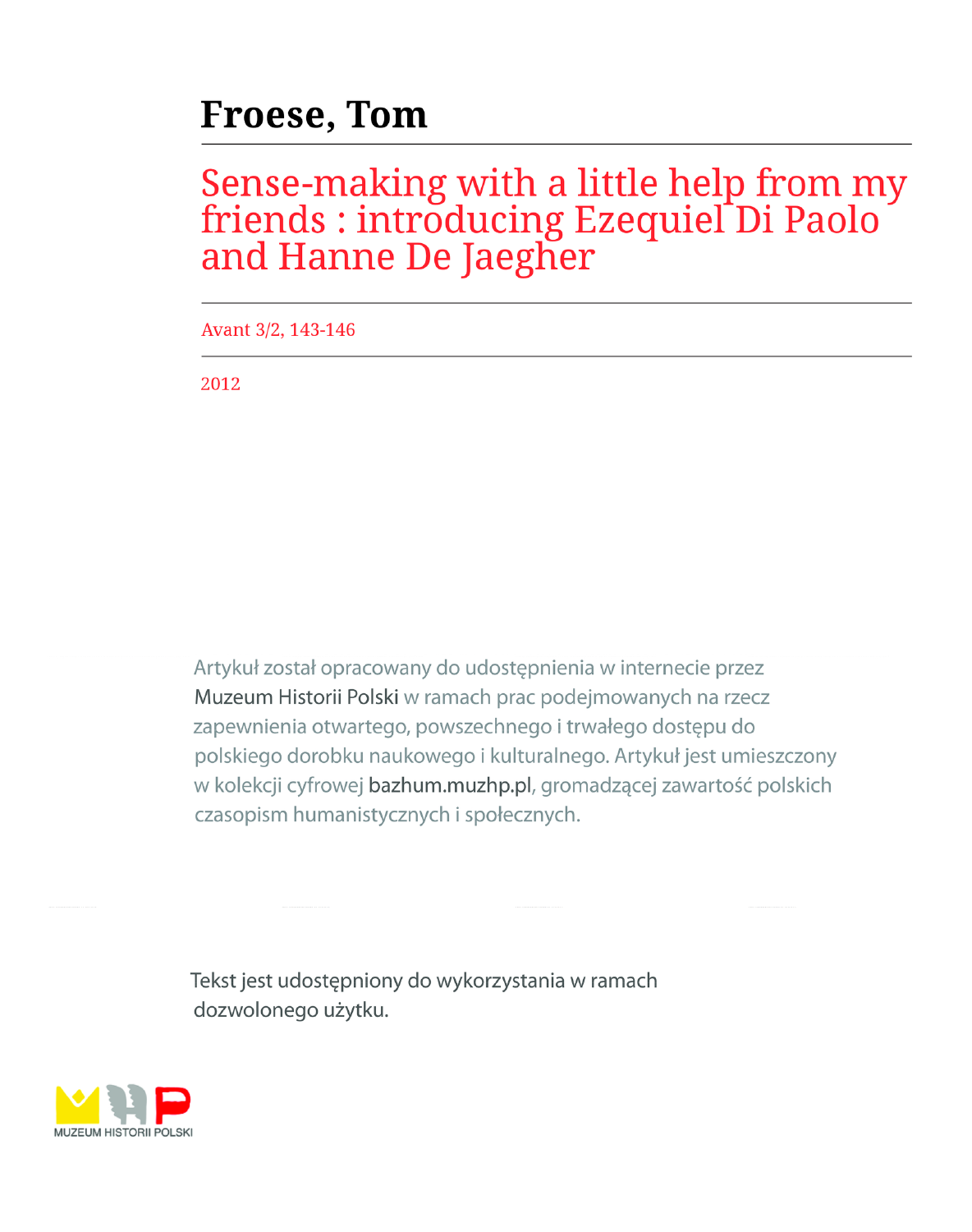# Froese, Tom

## Sense-making with a little help from my friends : introducing Ezequiel Di Paolo and Hanne De Jaegher

Avant 3/2, 143-146

2012

Artykuł został opracowany do udostępnienia w internecie przez Muzeum Historii Polski w ramach prac podejmowanych na rzecz zapewnienia otwartego, powszechnego i trwałego dostępu do polskiego dorobku naukowego i kulturalnego. Artykuł jest umieszczony w kolekcji cyfrowej bazhum.muzhp.pl, gromadzącej zawartość polskich czasopism humanistycznych i społecznych.

Tekst jest udostępniony do wykorzystania w ramach dozwolonego użytku.

MUZEUM HISTORII POLSKI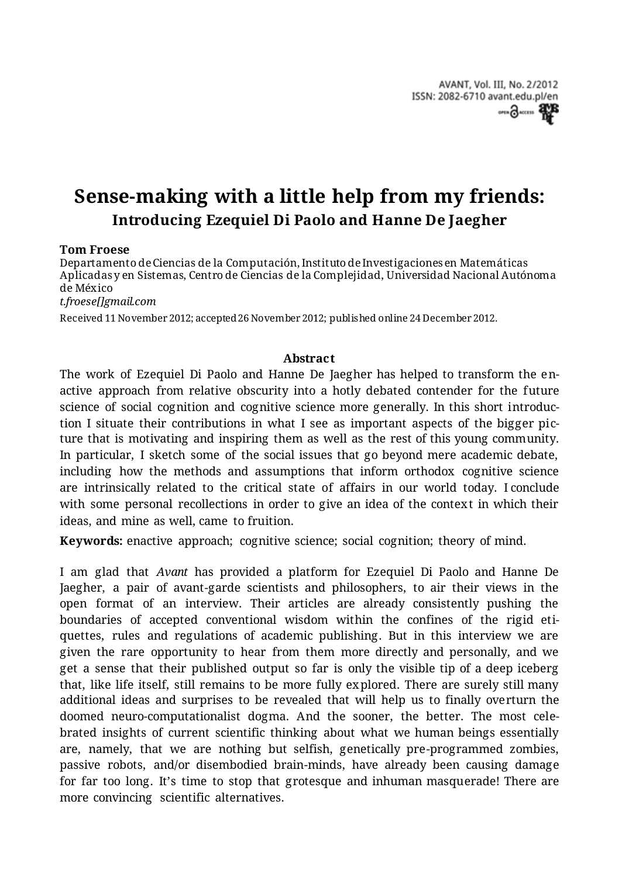# Sense-making with a little help from my friends:

## Introducing Ezequiel Di Paolo and Hanne De Jaegher

**Tom Froese**

Departamento de Ciencias de la Computación, Instituto de Investigaciones en Matemáticas Aplicadas y en Sistemas, Centro de Ciencias de la Complejidad, Universidad Nacional Autónoma de México

*t.froese[]gmail.com*

Received 11 November 2012; accepted 26 November 2012; published online 24 December 2012.

**Abstract**

The work of Ezequiel Di Paolo and Hanne De Jaegher has helped to transform the enactive approach from relative obscurity into a hotly debated contender for the future science of social cognition and cognitive science more generally. In this short introduction I situate their contributions in what I see as important aspects of the bigger picture that is motivating and inspiring them as well as the rest of this young community. In particular, I sketch some of the social issues that go beyond mere academic debate, including how the methods and assumptions that inform orthodox cognitive science are intrinsically related to the critical state of affairs in our world today. I conclude with some personal recollections in order to give an idea of the context in which their ideas, and mine as well, came to fruition.

**Keywords:** enactive approach; cognitive science; social cognition; theory of mind.

I am glad that *Avant* has provided a platform for Ezequiel Di Paolo and Hanne De Jaegher, a pair of avant-garde scientists and philosophers, to air their views in the open format of an interview. Their articles are already consistently pushing the boundaries of accepted conventional wisdom within the confines of the rigid etiquettes, rules and regulations of academic publishing. But in this interview we are given the rare opportunity to hear from them more directly and personally, and we get a sense that their published output so far is only the visible tip of a deep iceberg that, like life itself, still remains to be more fully explored. There are surely still many additional ideas and surprises to be revealed that will help us to finally overturn the doomed neuro-computationalist dogma. And the sooner, the better. The most celebrated insights of current scientific thinking about what we human beings essentially are, namely, that we are nothing but selfish, genetically pre-programmed zombies, passive robots, and/or disembodied brain-minds, have already been causing damage for far too long. It's time to stop that grotesque and inhuman masquerade! There are more convincing scientific alternatives.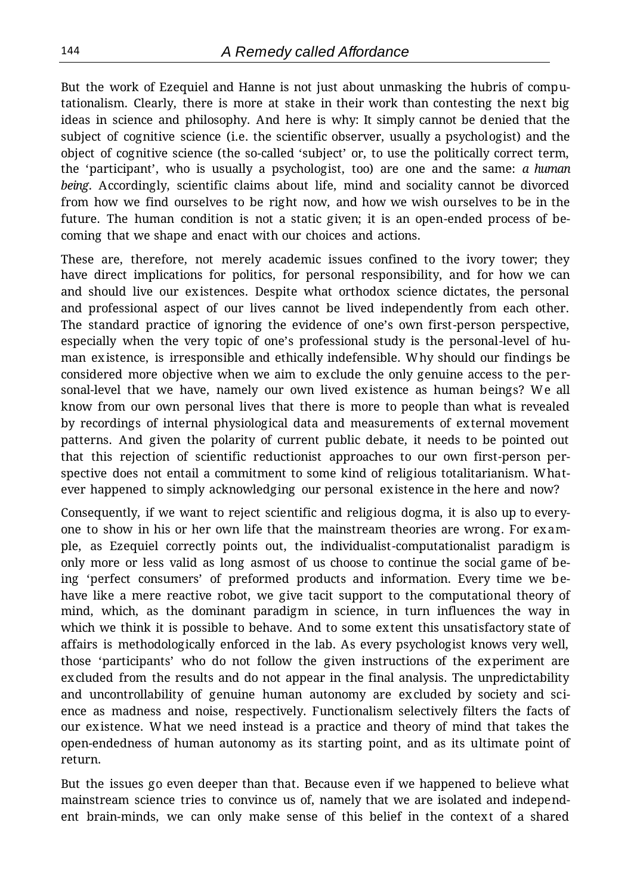But the work of Ezequiel and Hanne is not just about unmasking the hubris of computationalism. Clearly, there is more at stake in their work than contesting the next big ideas in science and philosophy. And here is why: It simply cannot be denied that the subject of cognitive science (i.e. the scientific observer, usually a psychologist) and the object of cognitive science (the so-called 'subject' or, to use the politically correct term, the 'participant', who is usually a psychologist, too) are one and the same: *a human being*. Accordingly, scientific claims about life, mind and sociality cannot be divorced from how we find ourselves to be right now, and how we wish ourselves to be in the future. The human condition is not a static given; it is an open-ended process of becoming that we shape and enact with our choices and actions.

These are, therefore, not merely academic issues confined to the ivory tower; they have direct implications for politics, for personal responsibility, and for how we can and should live our existences. Despite what orthodox science dictates, the personal and professional aspect of our lives cannot be lived independently from each other. The standard practice of ignoring the evidence of one's own first-person perspective, especially when the very topic of one's professional study is the personal-level of human existence, is irresponsible and ethically indefensible. Why should our findings be considered more objective when we aim to exclude the only genuine access to the personal-level that we have, namely our own lived existence as human beings? We all know from our own personal lives that there is more to people than what is revealed by recordings of internal physiological data and measurements of external movement patterns. And given the polarity of current public debate, it needs to be pointed out that this rejection of scientific reductionist approaches to our own first-person perspective does not entail a commitment to some kind of religious totalitarianism. Whatever happened to simply acknowledging our personal existence in the here and now?

Consequently, if we want to reject scientific and religious dogma, it is also up to everyone to show in his or her own life that the mainstream theories are wrong. For example, as Ezequiel correctly points out, the individualist-computationalist paradigm is only more or less valid as long asmost of us choose to continue the social game of being 'perfect consumers' of preformed products and information. Every time we behave like a mere reactive robot, we give tacit support to the computational theory of mind, which, as the dominant paradigm in science, in turn influences the way in which we think it is possible to behave. And to some extent this unsatisfactory state of affairs is methodologically enforced in the lab. As every psychologist knows very well, those 'participants' who do not follow the given instructions of the experiment are excluded from the results and do not appear in the final analysis. The unpredictability and uncontrollability of genuine human autonomy are excluded by society and science as madness and noise, respectively. Functionalism selectively filters the facts of our existence. What we need instead is a practice and theory of mind that takes the open-endedness of human autonomy as its starting point, and as its ultimate point of return.

But the issues go even deeper than that. Because even if we happened to believe what mainstream science tries to convince us of, namely that we are isolated and independent brain-minds, we can only make sense of this belief in the context of a shared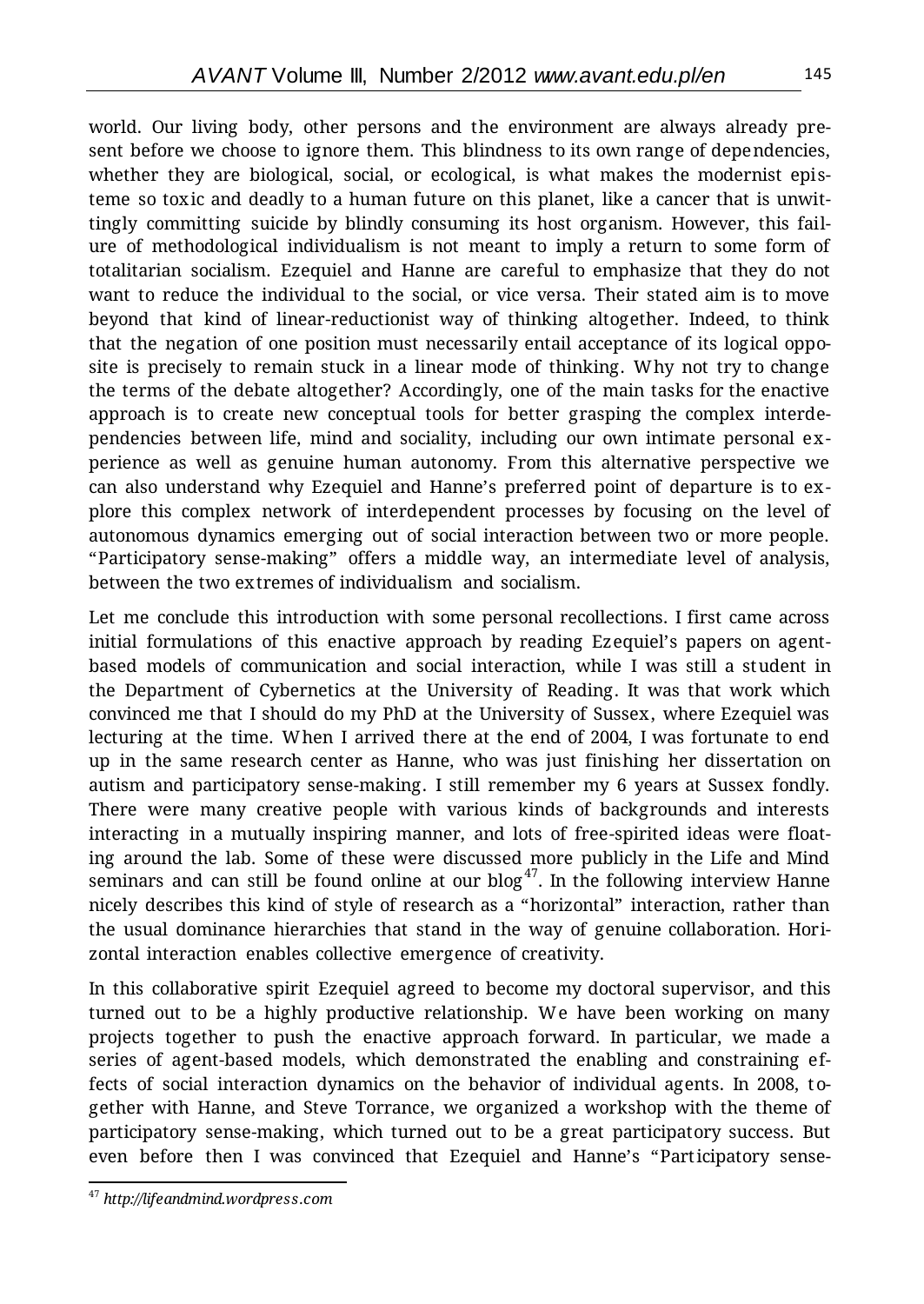world. Our living body, other persons and the environment are always already present before we choose to ignore them. This blindness to its own range of dependencies, whether they are biological, social, or ecological, is what makes the modernist episteme so toxic and deadly to a human future on this planet, like a cancer that is unwittingly committing suicide by blindly consuming its host organism. However, this failure of methodological individualism is not meant to imply a return to some form of totalitarian socialism. Ezequiel and Hanne are careful to emphasize that they do not want to reduce the individual to the social, or vice versa. Their stated aim is to move beyond that kind of linear-reductionist way of thinking altogether. Indeed, to think that the negation of one position must necessarily entail acceptance of its logical opposite is precisely to remain stuck in a linear mode of thinking. Why not try to change the terms of the debate altogether? Accordingly, one of the main tasks for the enactive approach is to create new conceptual tools for better grasping the complex interdependencies between life, mind and sociality, including our own intimate personal experience as well as genuine human autonomy. From this alternative perspective we can also understand why Ezequiel and Hanne's preferred point of departure is to explore this complex network of interdependent processes by focusing on the level of autonomous dynamics emerging out of social interaction between two or more people. "Participatory sense-making" offers a middle way, an intermediate level of analysis, between the two extremes of individualism and socialism.

Let me conclude this introduction with some personal recollections. I first came across initial formulations of this enactive approach by reading Ezequiel's papers on agent-based models of communication and social interaction, while I was still a student in the Department of Cybernetics at the University of Reading. It was that work which convinced me that I should do my PhD at the University of Sussex, where Ezequiel was lecturing at the time. When I arrived there at the end of 2004, I was fortunate to end up in the same research center as Hanne, who was just finishing her dissertation on autism and participatory sense-making. I still remember my 6 years at Sussex fondly. There were many creative people with various kinds of backgrounds and interests interacting in a mutually inspiring manner, and lots of free-spirited ideas were floating around the lab. Some of these were discussed more publicly in the Life and Mind seminars and can still be found online at our blog[47]. In the following interview Hanne nicely describes this kind of style of research as a "horizontal" interaction, rather than the usual dominance hierarchies that stand in the way of genuine collaboration. Horizontal interaction enables collective emergence of creativity.

In this collaborative spirit Ezequiel agreed to become my doctoral supervisor, and this turned out to be a highly productive relationship. We have been working on many projects together to push the enactive approach forward. In particular, we made a series of agent-based models, which demonstrated the enabling and constraining effects of social interaction dynamics on the behavior of individual agents. In 2008, together with Hanne, and Steve Torrance, we organized a workshop with the theme of participatory sense-making, which turned out to be a great participatory success. But even before then I was convinced that Ezequiel and Hanne's "Participatory sense-

[47] *http://lifeandmind.wordpress.com*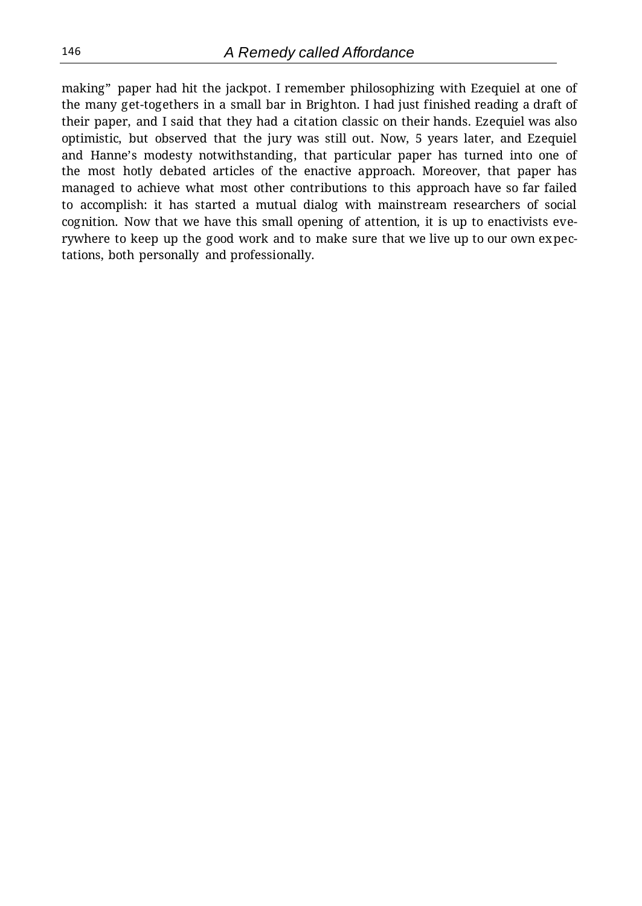making" paper had hit the jackpot. I remember philosophizing with Ezequiel at one of the many get-togethers in a small bar in Brighton. I had just finished reading a draft of their paper, and I said that they had a citation classic on their hands. Ezequiel was also optimistic, but observed that the jury was still out. Now, 5 years later, and Ezequiel and Hanne's modesty notwithstanding, that particular paper has turned into one of the most hotly debated articles of the enactive approach. Moreover, that paper has managed to achieve what most other contributions to this approach have so far failed to accomplish: it has started a mutual dialog with mainstream researchers of social cognition. Now that we have this small opening of attention, it is up to enactivists everywhere to keep up the good work and to make sure that we live up to our own expectations, both personally and professionally.